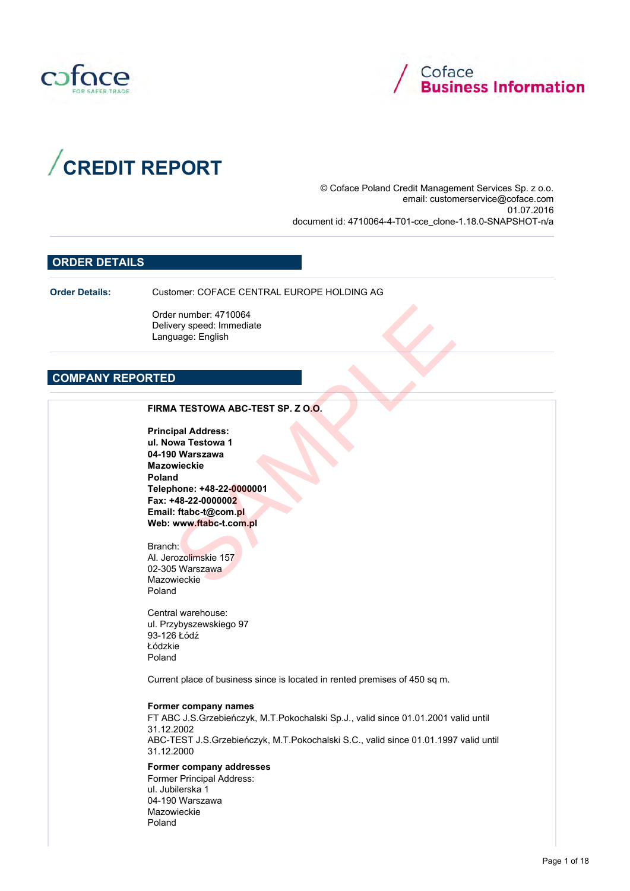coface FOR SAFER TRADE

Coface **Business Information**

# CREDIT REPORT

© Coface Poland Credit Management Services Sp. z o.o.
email: customerservice@coface.com
01.07.2016
document id: 4710064-4-T01-cce_clone-1.18.0-SNAPSHOT-n/a

## ORDER DETAILS

**Order Details:** Customer: COFACE CENTRAL EUROPE HOLDING AG

Order number: 4710064
Delivery speed: Immediate
Language: English

## COMPANY REPORTED

**FIRMA TESTOWA ABC-TEST SP. Z O.O.**

**Principal Address:**
**ul. Nowa Testowa 1**
**04-190 Warszawa**
**Mazowieckie**
**Poland**
**Telephone: +48-22-0000001**
**Fax: +48-22-0000002**
**Email: ftabc-t@com.pl**
**Web: www.ftabc-t.com.pl**

Branch:
Al. Jerozolimskie 157
02-305 Warszawa
Mazowieckie
Poland

Central warehouse:
ul. Przybyszewskiego 97
93-126 Łódź
Łódzkie
Poland

Current place of business since is located in rented premises of 450 sq m.

**Former company names**
FT ABC J.S.Grzebieńczyk, M.T.Pokochalski Sp.J., valid since 01.01.2001 valid until 31.12.2002
ABC-TEST J.S.Grzebieńczyk, M.T.Pokochalski S.C., valid since 01.01.1997 valid until 31.12.2000

**Former company addresses**
Former Principal Address:
ul. Jubilerska 1
04-190 Warszawa
Mazowieckie
Poland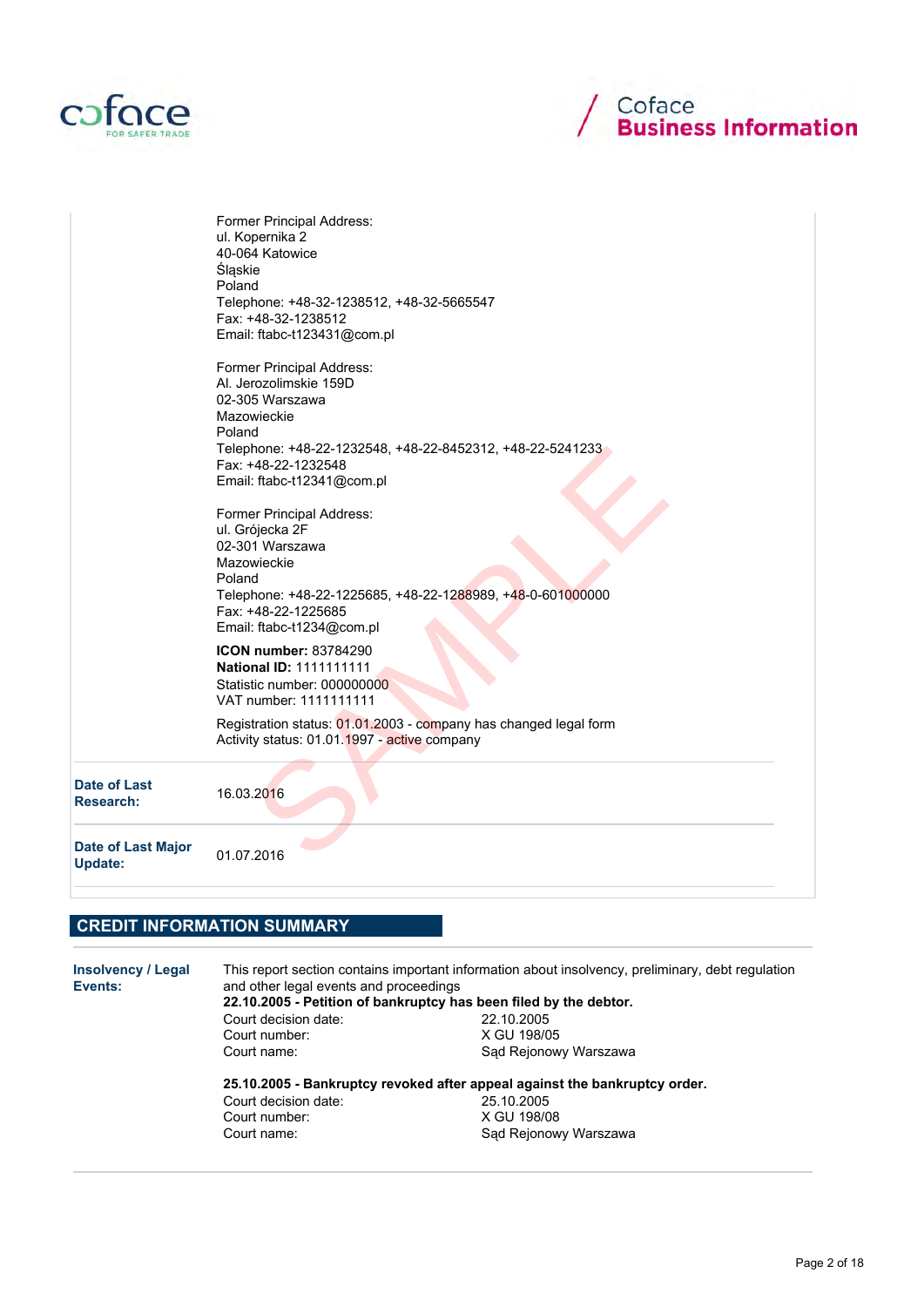Former Principal Address:
ul. Kopernika 2
40-064 Katowice
Śląskie
Poland
Telephone: +48-32-1238512, +48-32-5665547
Fax: +48-32-1238512
Email: ftabc-t123431@com.pl

Former Principal Address:
Al. Jerozolimskie 159D
02-305 Warszawa
Mazowieckie
Poland
Telephone: +48-22-1232548, +48-22-8452312, +48-22-5241233
Fax: +48-22-1232548
Email: ftabc-t12341@com.pl

Former Principal Address:
ul. Grójecka 2F
02-301 Warszawa
Mazowieckie
Poland
Telephone: +48-22-1225685, +48-22-1288989, +48-0-601000000
Fax: +48-22-1225685
Email: ftabc-t1234@com.pl

**ICON number:** 83784290
**National ID:** 1111111111
Statistic number: 000000000
VAT number: 1111111111

Registration status: 01.01.2003 - company has changed legal form
Activity status: 01.01.1997 - active company

| | |
|---|---|
| **Date of Last Research:** | 16.03.2016 |
| **Date of Last Major Update:** | 01.07.2016 |

## CREDIT INFORMATION SUMMARY

**Insolvency / Legal Events:**

This report section contains important information about insolvency, preliminary, debt regulation and other legal events and proceedings

**22.10.2005 - Petition of bankruptcy has been filed by the debtor.**

| | |
|---|---|
| Court decision date: | 22.10.2005 |
| Court number: | X GU 198/05 |
| Court name: | Sąd Rejonowy Warszawa |

**25.10.2005 - Bankruptcy revoked after appeal against the bankruptcy order.**

| | |
|---|---|
| Court decision date: | 25.10.2005 |
| Court number: | X GU 198/08 |
| Court name: | Sąd Rejonowy Warszawa |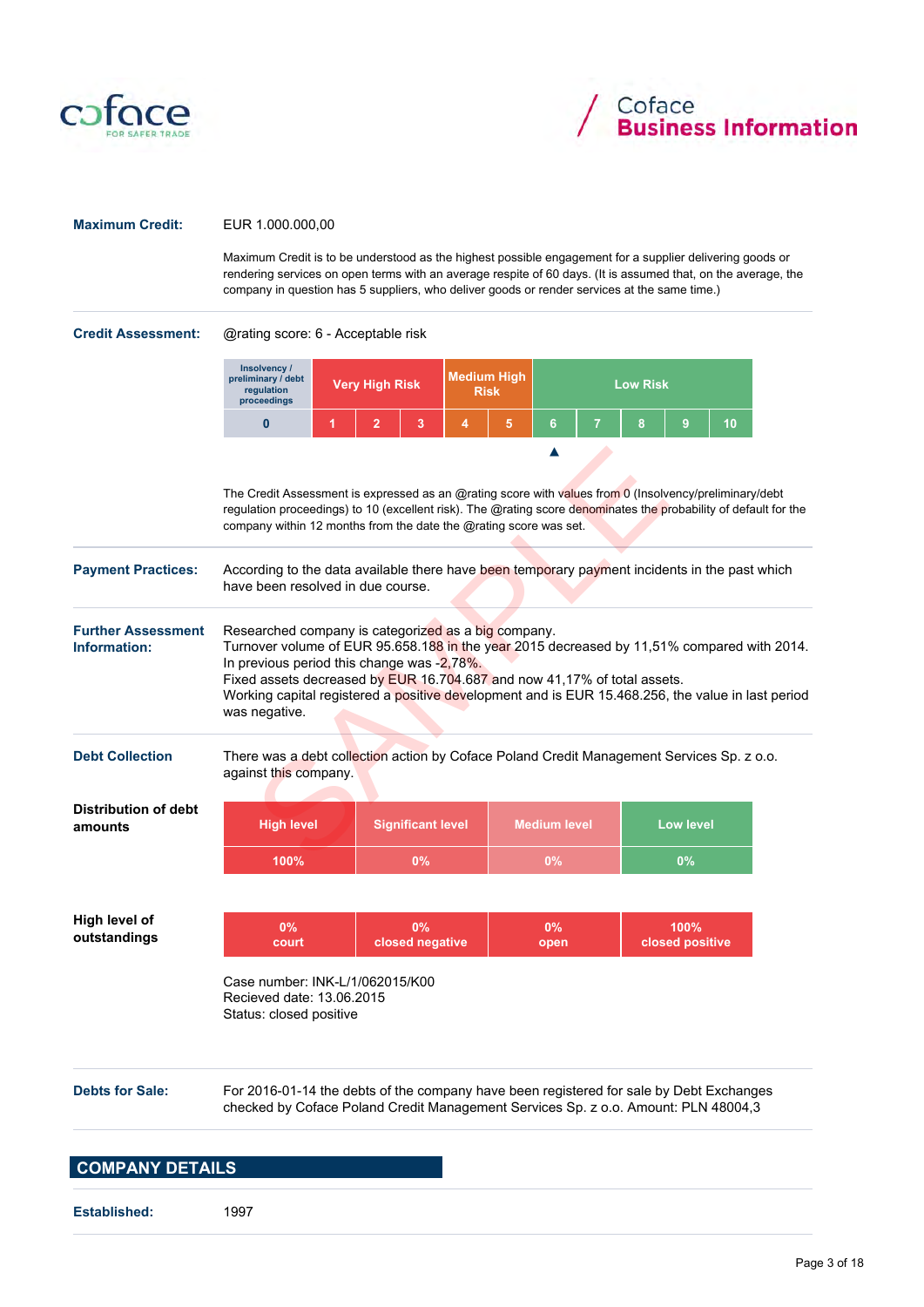**Maximum Credit:** EUR 1.000.000,00

Maximum Credit is to be understood as the highest possible engagement for a supplier delivering goods or rendering services on open terms with an average respite of 60 days. (It is assumed that, on the average, the company in question has 5 suppliers, who deliver goods or render services at the same time.)

**Credit Assessment:** @rating score: 6 - Acceptable risk

| Insolvency / preliminary / debt regulation proceedings | Very High Risk | | | Medium High Risk | | Low Risk | | | | |
|---|---|---|---|---|---|---|---|---|---|---|
| 0 | 1 | 2 | 3 | 4 | 5 | 6 | 7 | 8 | 9 | 10 |

The Credit Assessment is expressed as an @rating score with values from 0 (Insolvency/preliminary/debt regulation proceedings) to 10 (excellent risk). The @rating score denominates the probability of default for the company within 12 months from the date the @rating score was set.

**Payment Practices:** According to the data available there have been temporary payment incidents in the past which have been resolved in due course.

**Further Assessment Information:** Researched company is categorized as a big company.
Turnover volume of EUR 95.658.188 in the year 2015 decreased by 11,51% compared with 2014.
In previous period this change was -2,78%.
Fixed assets decreased by EUR 16.704.687 and now 41,17% of total assets.
Working capital registered a positive development and is EUR 15.468.256, the value in last period was negative.

**Debt Collection** There was a debt collection action by Coface Poland Credit Management Services Sp. z o.o. against this company.

**Distribution of debt amounts**

| High level | Significant level | Medium level | Low level |
|---|---|---|---|
| 100% | 0% | 0% | 0% |

**High level of outstandings**

| 0% court | 0% closed negative | 0% open | 100% closed positive |
|---|---|---|---|

Case number: INK-L/1/062015/K00
Recieved date: 13.06.2015
Status: closed positive

**Debts for Sale:** For 2016-01-14 the debts of the company have been registered for sale by Debt Exchanges checked by Coface Poland Credit Management Services Sp. z o.o. Amount: PLN 48004,3

## COMPANY DETAILS

**Established:** 1997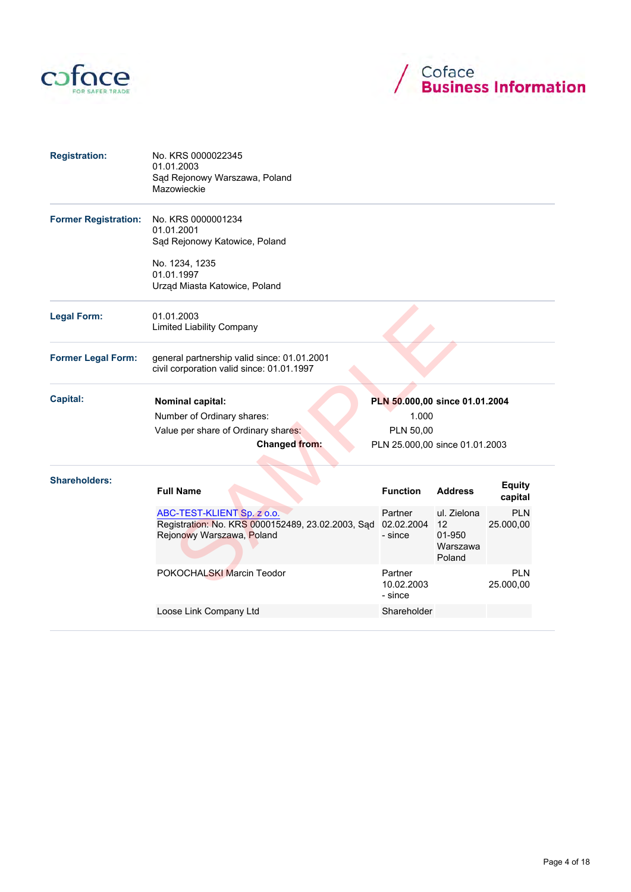| | |
|---|---|
| **Registration:** | No. KRS 0000022345<br>01.01.2003<br>Sąd Rejonowy Warszawa, Poland<br>Mazowieckie |
| **Former Registration:** | No. KRS 0000001234<br>01.01.2001<br>Sąd Rejonowy Katowice, Poland<br><br>No. 1234, 1235<br>01.01.1997<br>Urząd Miasta Katowice, Poland |
| **Legal Form:** | 01.01.2003<br>Limited Liability Company |
| **Former Legal Form:** | general partnership valid since: 01.01.2001<br>civil corporation valid since: 01.01.1997 |

**Capital:**

| | |
|---|---|
| **Nominal capital:** | **PLN 50.000,00 since 01.01.2004** |
| Number of Ordinary shares: | 1.000 |
| Value per share of Ordinary shares: | PLN 50,00 |
| **Changed from:** | PLN 25.000,00 since 01.01.2003 |

**Shareholders:**

| Full Name | Function | Address | Equity capital |
|---|---|---|---|
| ABC-TEST-KLIENT Sp. z o.o.<br>Registration: No. KRS 0000152489, 23.02.2003, Sąd Rejonowy Warszawa, Poland | Partner<br>02.02.2004 - since | ul. Zielona 12<br>01-950 Warszawa<br>Poland | PLN 25.000,00 |
| POKOCHALSKI Marcin Teodor | Partner<br>10.02.2003 - since | | PLN 25.000,00 |
| Loose Link Company Ltd | Shareholder | | |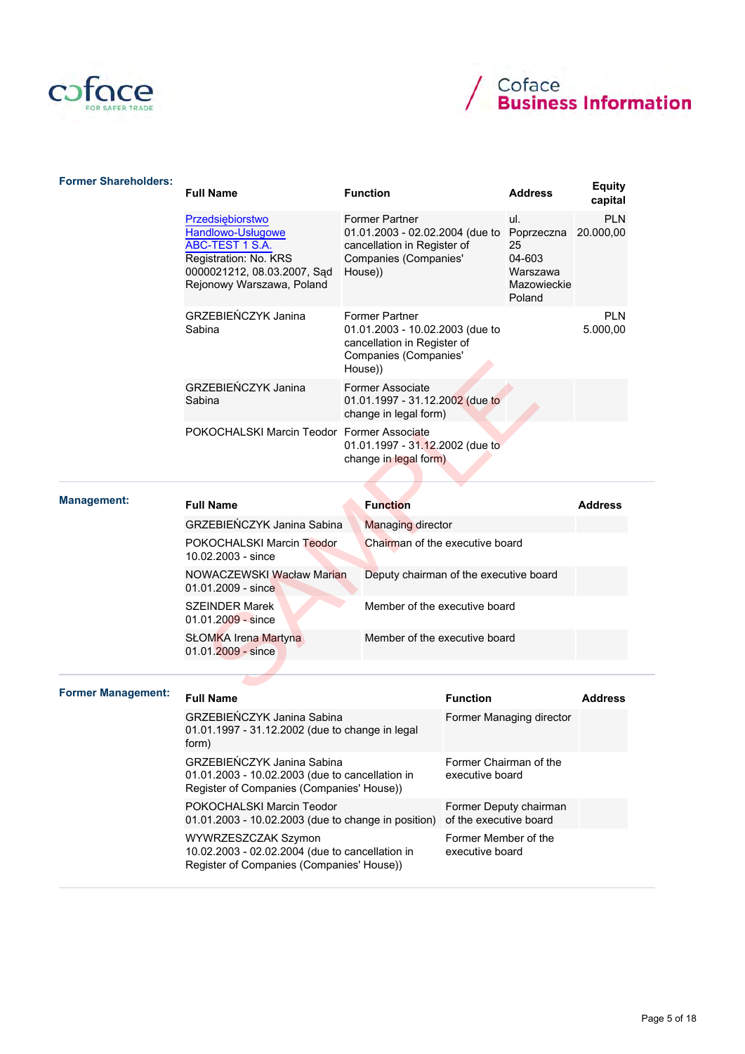## Former Shareholders:

| Full Name | Function | Address | Equity capital |
|---|---|---|---|
| Przedsiębiorstwo Handlowo-Usługowe ABC-TEST 1 S.A. Registration: No. KRS 0000021212, 08.03.2007, Sąd Rejonowy Warszawa, Poland | Former Partner 01.01.2003 - 02.02.2004 (due to cancellation in Register of Companies (Companies' House)) | ul. Poprzeczna 25 04-603 Warszawa Mazowieckie Poland | PLN 20.000,00 |
| GRZEBIEŃCZYK Janina Sabina | Former Partner 01.01.2003 - 10.02.2003 (due to cancellation in Register of Companies (Companies' House)) | | PLN 5.000,00 |
| GRZEBIEŃCZYK Janina Sabina | Former Associate 01.01.1997 - 31.12.2002 (due to change in legal form) | | |
| POKOCHALSKI Marcin Teodor | Former Associate 01.01.1997 - 31.12.2002 (due to change in legal form) | | |

## Management:

| Full Name | Function | Address |
|---|---|---|
| GRZEBIEŃCZYK Janina Sabina | Managing director | |
| POKOCHALSKI Marcin Teodor 10.02.2003 - since | Chairman of the executive board | |
| NOWACZEWSKI Wacław Marian 01.01.2009 - since | Deputy chairman of the executive board | |
| SZEINDER Marek 01.01.2009 - since | Member of the executive board | |
| SŁOMKA Irena Martyna 01.01.2009 - since | Member of the executive board | |

## Former Management:

| Full Name | Function | Address |
|---|---|---|
| GRZEBIEŃCZYK Janina Sabina 01.01.1997 - 31.12.2002 (due to change in legal form) | Former Managing director | |
| GRZEBIEŃCZYK Janina Sabina 01.01.2003 - 10.02.2003 (due to cancellation in Register of Companies (Companies' House)) | Former Chairman of the executive board | |
| POKOCHALSKI Marcin Teodor 01.01.2003 - 10.02.2003 (due to change in position) | Former Deputy chairman of the executive board | |
| WYWRZESZCZAK Szymon 10.02.2003 - 02.02.2004 (due to cancellation in Register of Companies (Companies' House)) | Former Member of the executive board | |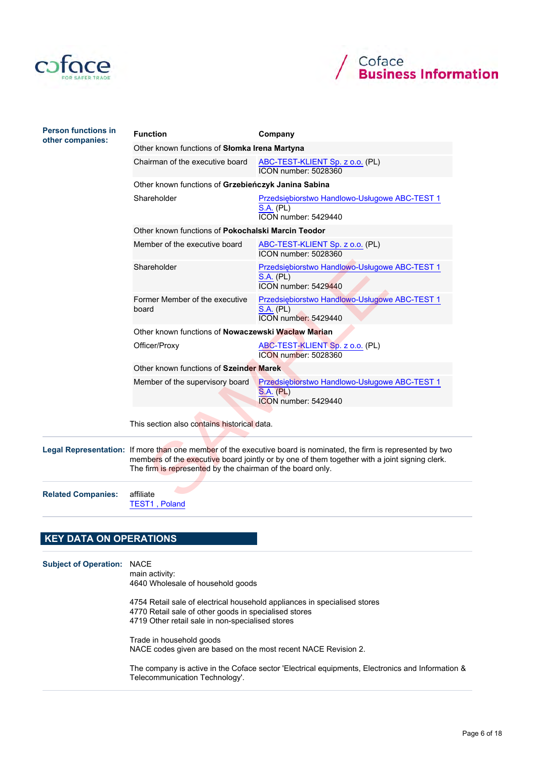**Person functions in other companies:**

| Function | Company |
|---|---|
| Other known functions of **Słomka Irena Martyna** | |
| Chairman of the executive board | ABC-TEST-KLIENT Sp. z o.o. (PL)<br>ICON number: 5028360 |
| Other known functions of **Grzebieńczyk Janina Sabina** | |
| Shareholder | Przedsiębiorstwo Handlowo-Usługowe ABC-TEST 1 S.A. (PL)<br>ICON number: 5429440 |
| Other known functions of **Pokochalski Marcin Teodor** | |
| Member of the executive board | ABC-TEST-KLIENT Sp. z o.o. (PL)<br>ICON number: 5028360 |
| Shareholder | Przedsiębiorstwo Handlowo-Usługowe ABC-TEST 1 S.A. (PL)<br>ICON number: 5429440 |
| Former Member of the executive board | Przedsiębiorstwo Handlowo-Usługowe ABC-TEST 1 S.A. (PL)<br>ICON number: 5429440 |
| Other known functions of **Nowaczewski Wacław Marian** | |
| Officer/Proxy | ABC-TEST-KLIENT Sp. z o.o. (PL)<br>ICON number: 5028360 |
| Other known functions of **Szeinder Marek** | |
| Member of the supervisory board | Przedsiębiorstwo Handlowo-Usługowe ABC-TEST 1 S.A. (PL)<br>ICON number: 5429440 |

This section also contains historical data.

**Legal Representation:** If more than one member of the executive board is nominated, the firm is represented by two members of the executive board jointly or by one of them together with a joint signing clerk. The firm is represented by the chairman of the board only.

**Related Companies:** affiliate
TEST1 , Poland

## KEY DATA ON OPERATIONS

**Subject of Operation:** NACE
main activity:
4640 Wholesale of household goods

4754 Retail sale of electrical household appliances in specialised stores
4770 Retail sale of other goods in specialised stores
4719 Other retail sale in non-specialised stores

Trade in household goods
NACE codes given are based on the most recent NACE Revision 2.

The company is active in the Coface sector 'Electrical equipments, Electronics and Information & Telecommunication Technology'.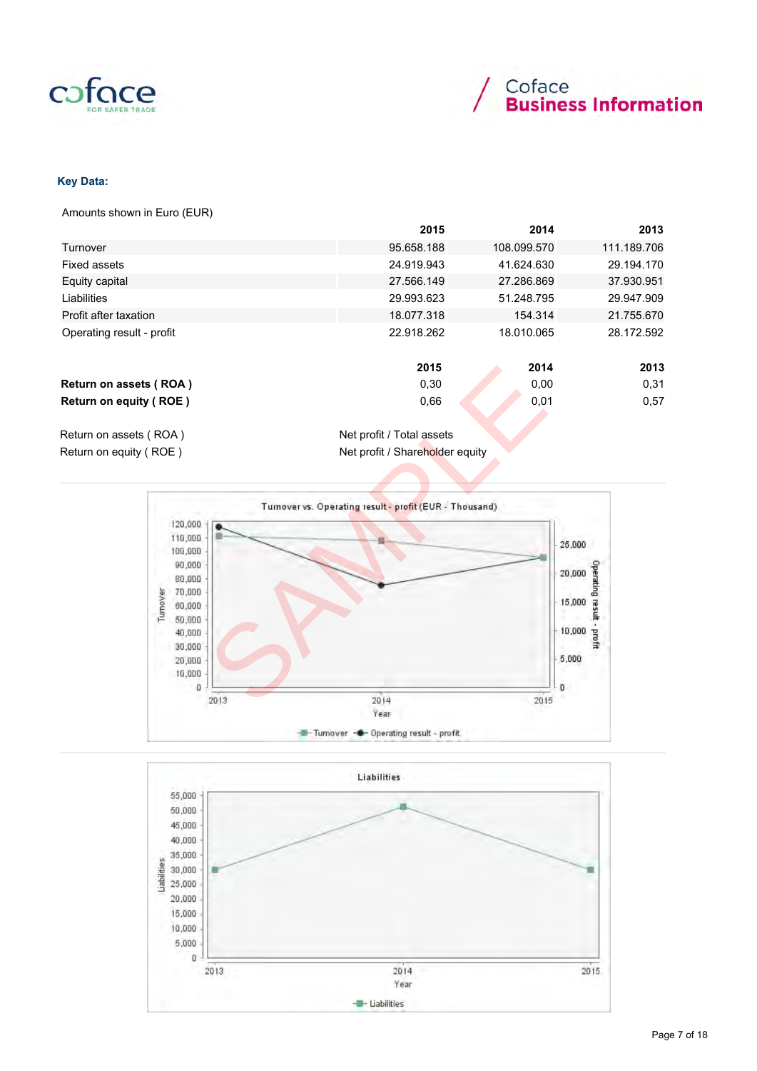**Key Data:**

Amounts shown in Euro (EUR)

| | 2015 | 2014 | 2013 |
|---|---|---|---|
| Turnover | 95.658.188 | 108.099.570 | 111.189.706 |
| Fixed assets | 24.919.943 | 41.624.630 | 29.194.170 |
| Equity capital | 27.566.149 | 27.286.869 | 37.930.951 |
| Liabilities | 29.993.623 | 51.248.795 | 29.947.909 |
| Profit after taxation | 18.077.318 | 154.314 | 21.755.670 |
| Operating result - profit | 22.918.262 | 18.010.065 | 28.172.592 |

| | 2015 | 2014 | 2013 |
|---|---|---|---|
| **Return on assets ( ROA )** | 0,30 | 0,00 | 0,31 |
| **Return on equity ( ROE )** | 0,66 | 0,01 | 0,57 |

| | |
|---|---|
| Return on assets ( ROA ) | Net profit / Total assets |
| Return on equity ( ROE ) | Net profit / Shareholder equity |

Turnover vs. Operating result - profit (EUR - Thousand)

Liabilities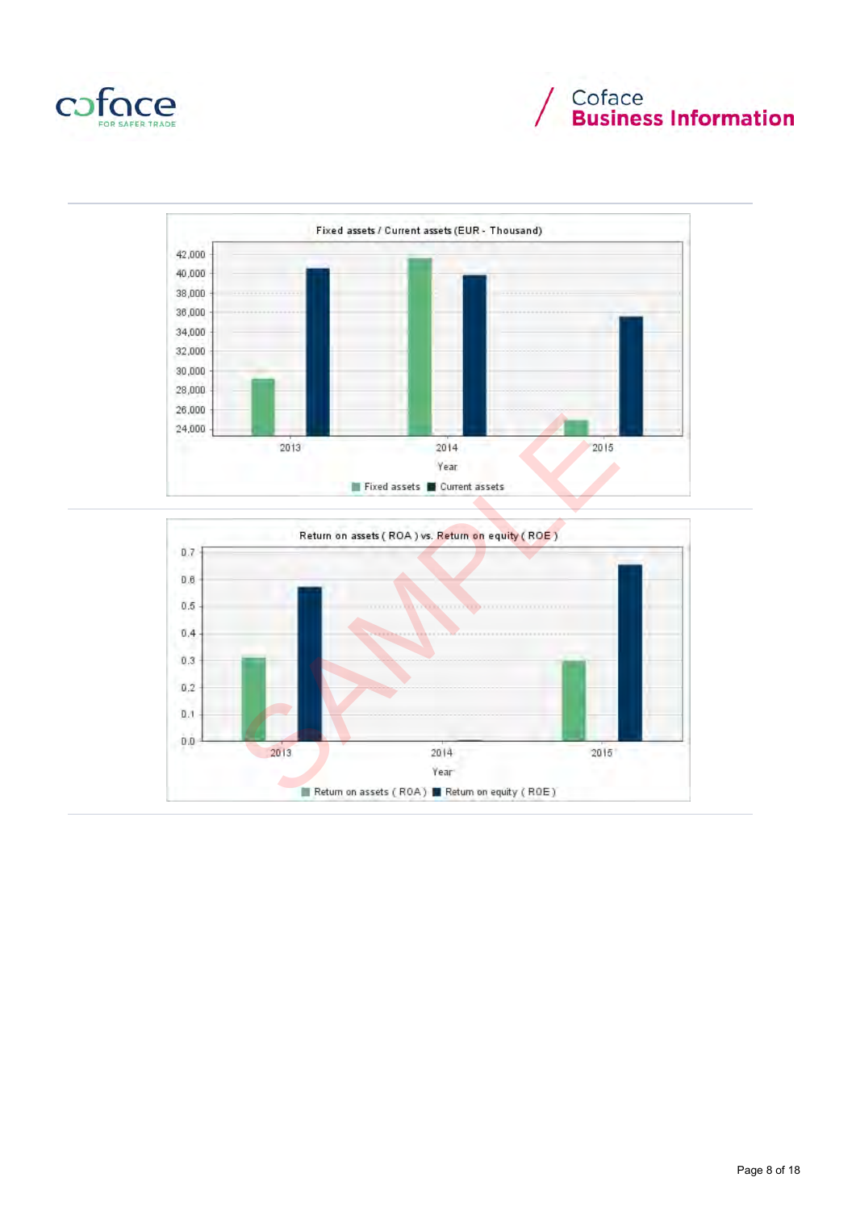Fixed assets / Current assets (EUR - Thousand)

Return on assets ( ROA ) vs. Return on equity ( ROE )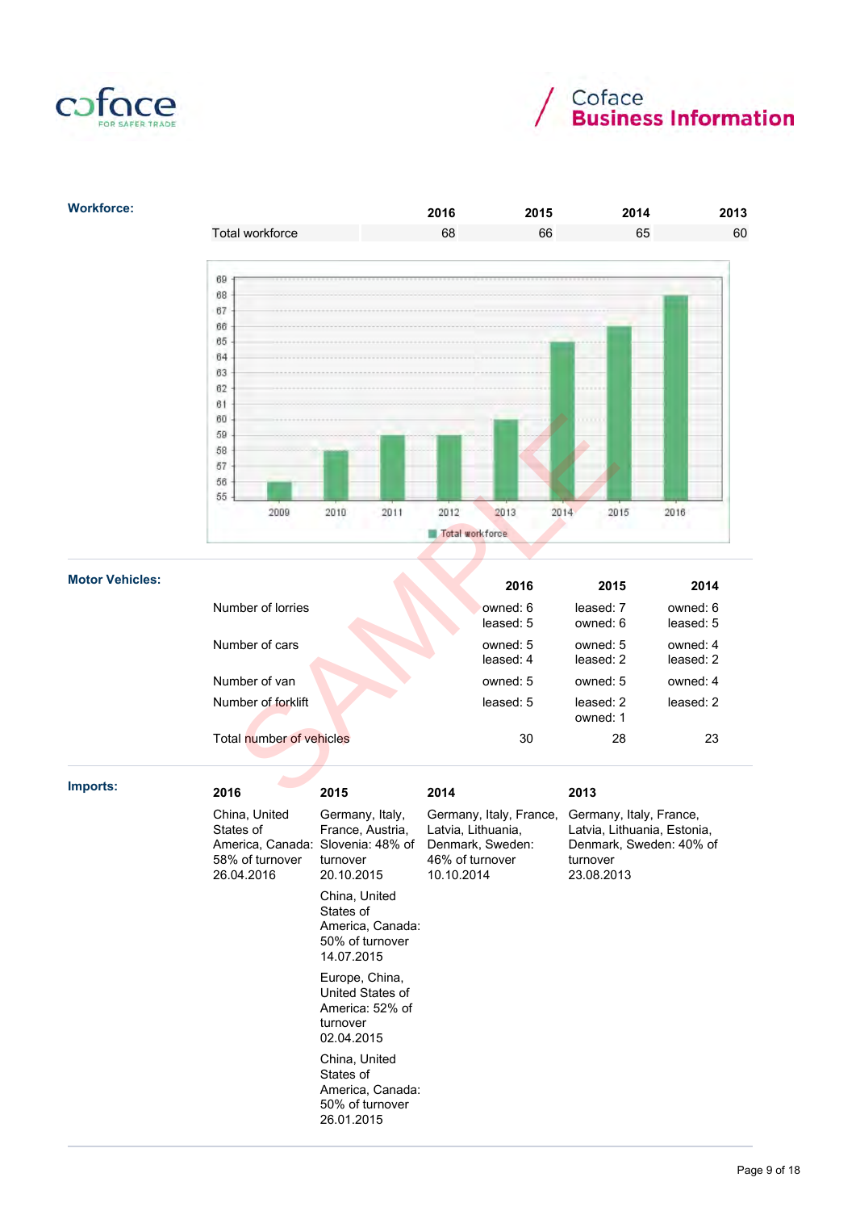**Workforce:**

| | 2016 | 2015 | 2014 | 2013 |
|---|---|---|---|---|
| Total workforce | 68 | 66 | 65 | 60 |

**Motor Vehicles:**

| | 2016 | 2015 | 2014 |
|---|---|---|---|
| Number of lorries | owned: 6<br>leased: 5 | leased: 7<br>owned: 6 | owned: 6<br>leased: 5 |
| Number of cars | owned: 5<br>leased: 4 | owned: 5<br>leased: 2 | owned: 4<br>leased: 2 |
| Number of van | owned: 5 | owned: 5 | owned: 4 |
| Number of forklift | leased: 5 | leased: 2<br>owned: 1 | leased: 2 |
| Total number of vehicles | 30 | 28 | 23 |

**Imports:**

| 2016 | 2015 | 2014 | 2013 |
|---|---|---|---|
| China, United States of America, Canada: 58% of turnover 26.04.2016 | Germany, Italy, France, Austria, Slovenia: 48% of turnover 20.10.2015 | Germany, Italy, France, Latvia, Lithuania, Denmark, Sweden: 46% of turnover 10.10.2014 | Germany, Italy, France, Latvia, Lithuania, Estonia, Denmark, Sweden: 40% of turnover 23.08.2013 |
| | China, United States of America, Canada: 50% of turnover 14.07.2015 | | |
| | Europe, China, United States of America: 52% of turnover 02.04.2015 | | |
| | China, United States of America, Canada: 50% of turnover 26.01.2015 | | |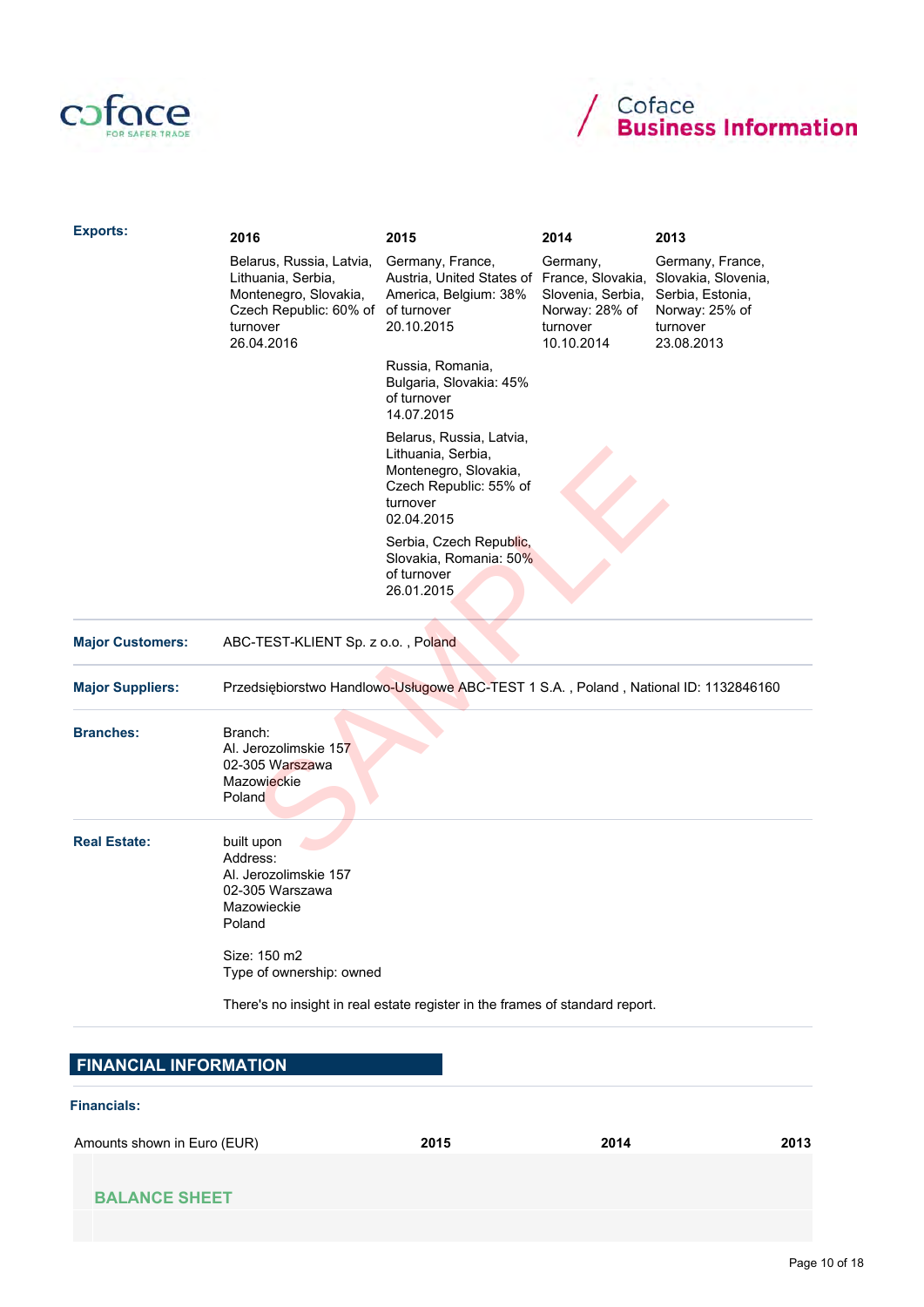**Exports:**

| 2016 | 2015 | 2014 | 2013 |
|---|---|---|---|
| Belarus, Russia, Latvia, Lithuania, Serbia, Montenegro, Slovakia, Czech Republic: 60% of turnover 26.04.2016 | Germany, France, Austria, United States of America, Belgium: 38% of turnover 20.10.2015 | Germany, France, Slovakia, Slovenia, Serbia, Norway: 28% of turnover 10.10.2014 | Germany, France, Slovakia, Slovenia, Serbia, Estonia, Norway: 25% of turnover 23.08.2013 |
| | Russia, Romania, Bulgaria, Slovakia: 45% of turnover 14.07.2015 | | |
| | Belarus, Russia, Latvia, Lithuania, Serbia, Montenegro, Slovakia, Czech Republic: 55% of turnover 02.04.2015 | | |
| | Serbia, Czech Republic, Slovakia, Romania: 50% of turnover 26.01.2015 | | |

**Major Customers:** ABC-TEST-KLIENT Sp. z o.o. , Poland

**Major Suppliers:** Przedsiębiorstwo Handlowo-Usługowe ABC-TEST 1 S.A. , Poland , National ID: 1132846160

**Branches:**
Branch:
Al. Jerozolimskie 157
02-305 Warszawa
Mazowieckie
Poland

**Real Estate:**
built upon
Address:
Al. Jerozolimskie 157
02-305 Warszawa
Mazowieckie
Poland

Size: 150 m2
Type of ownership: owned

There's no insight in real estate register in the frames of standard report.

## FINANCIAL INFORMATION

**Financials:**

| Amounts shown in Euro (EUR) | 2015 | 2014 | 2013 |
|---|---|---|---|
| **BALANCE SHEET** | | | |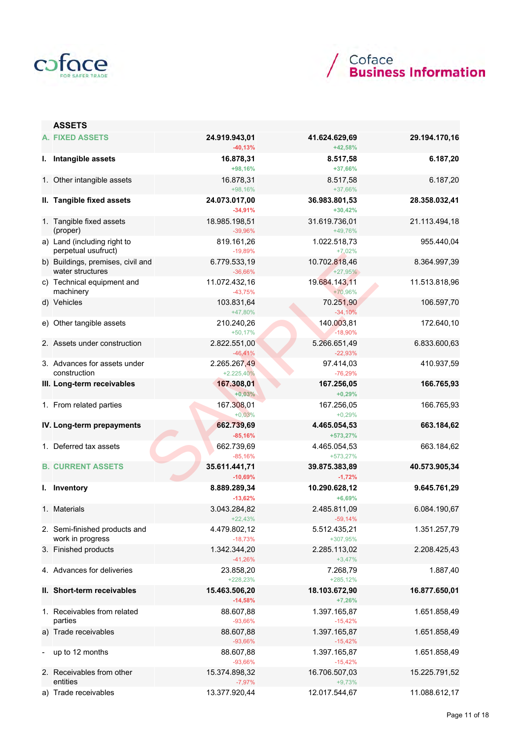| ASSETS | | | |
|---|---|---|---|
| **A. FIXED ASSETS** | **24.919.943,01**<br>-40,13% | **41.624.629,69**<br>+42,58% | **29.194.170,16** |
| **I. Intangible assets** | **16.878,31**<br>+98,16% | **8.517,58**<br>+37,66% | **6.187,20** |
| 1. Other intangible assets | 16.878,31<br>+98,16% | 8.517,58<br>+37,66% | 6.187,20 |
| **II. Tangible fixed assets** | **24.073.017,00**<br>-34,91% | **36.983.801,53**<br>+30,42% | **28.358.032,41** |
| 1. Tangible fixed assets (proper) | 18.985.198,51<br>-39,96% | 31.619.736,01<br>+49,76% | 21.113.494,18 |
| a) Land (including right to perpetual usufruct) | 819.161,26<br>-19,89% | 1.022.518,73<br>+7,02% | 955.440,04 |
| b) Buildings, premises, civil and water structures | 6.779.533,19<br>-36,66% | 10.702.818,46<br>+27,95% | 8.364.997,39 |
| c) Technical equipment and machinery | 11.072.432,16<br>-43,75% | 19.684.143,11<br>+70,96% | 11.513.818,96 |
| d) Vehicles | 103.831,64<br>+47,80% | 70.251,90<br>-34,10% | 106.597,70 |
| e) Other tangible assets | 210.240,26<br>+50,17% | 140.003,81<br>-18,90% | 172.640,10 |
| 2. Assets under construction | 2.822.551,00<br>-46,41% | 5.266.651,49<br>-22,93% | 6.833.600,63 |
| 3. Advances for assets under construction | 2.265.267,49<br>+2.225,40% | 97.414,03<br>-76,29% | 410.937,59 |
| **III. Long-term receivables** | **167.308,01**<br>+0,03% | **167.256,05**<br>+0,29% | **166.765,93** |
| 1. From related parties | 167.308,01<br>+0,03% | 167.256,05<br>+0,29% | 166.765,93 |
| **IV. Long-term prepayments** | **662.739,69**<br>-85,16% | **4.465.054,53**<br>+573,27% | **663.184,62** |
| 1. Deferred tax assets | 662.739,69<br>-85,16% | 4.465.054,53<br>+573,27% | 663.184,62 |
| **B. CURRENT ASSETS** | **35.611.441,71**<br>-10,69% | **39.875.383,89**<br>-1,72% | **40.573.905,34** |
| **I. Inventory** | **8.889.289,34**<br>-13,62% | **10.290.628,12**<br>+6,69% | **9.645.761,29** |
| 1. Materials | 3.043.284,82<br>+22,43% | 2.485.811,09<br>-59,14% | 6.084.190,67 |
| 2. Semi-finished products and work in progress | 4.479.802,12<br>-18,73% | 5.512.435,21<br>+307,95% | 1.351.257,79 |
| 3. Finished products | 1.342.344,20<br>-41,26% | 2.285.113,02<br>+3,47% | 2.208.425,43 |
| 4. Advances for deliveries | 23.858,20<br>+228,23% | 7.268,79<br>+285,12% | 1.887,40 |
| **II. Short-term receivables** | **15.463.506,20**<br>-14,58% | **18.103.672,90**<br>+7,26% | **16.877.650,01** |
| 1. Receivables from related parties | 88.607,88<br>-93,66% | 1.397.165,87<br>-15,42% | 1.651.858,49 |
| a) Trade receivables | 88.607,88<br>-93,66% | 1.397.165,87<br>-15,42% | 1.651.858,49 |
| - up to 12 months | 88.607,88<br>-93,66% | 1.397.165,87<br>-15,42% | 1.651.858,49 |
| 2. Receivables from other entities | 15.374.898,32<br>-7,97% | 16.706.507,03<br>+9,73% | 15.225.791,52 |
| a) Trade receivables | 13.377.920,44 | 12.017.544,67 | 11.088.612,17 |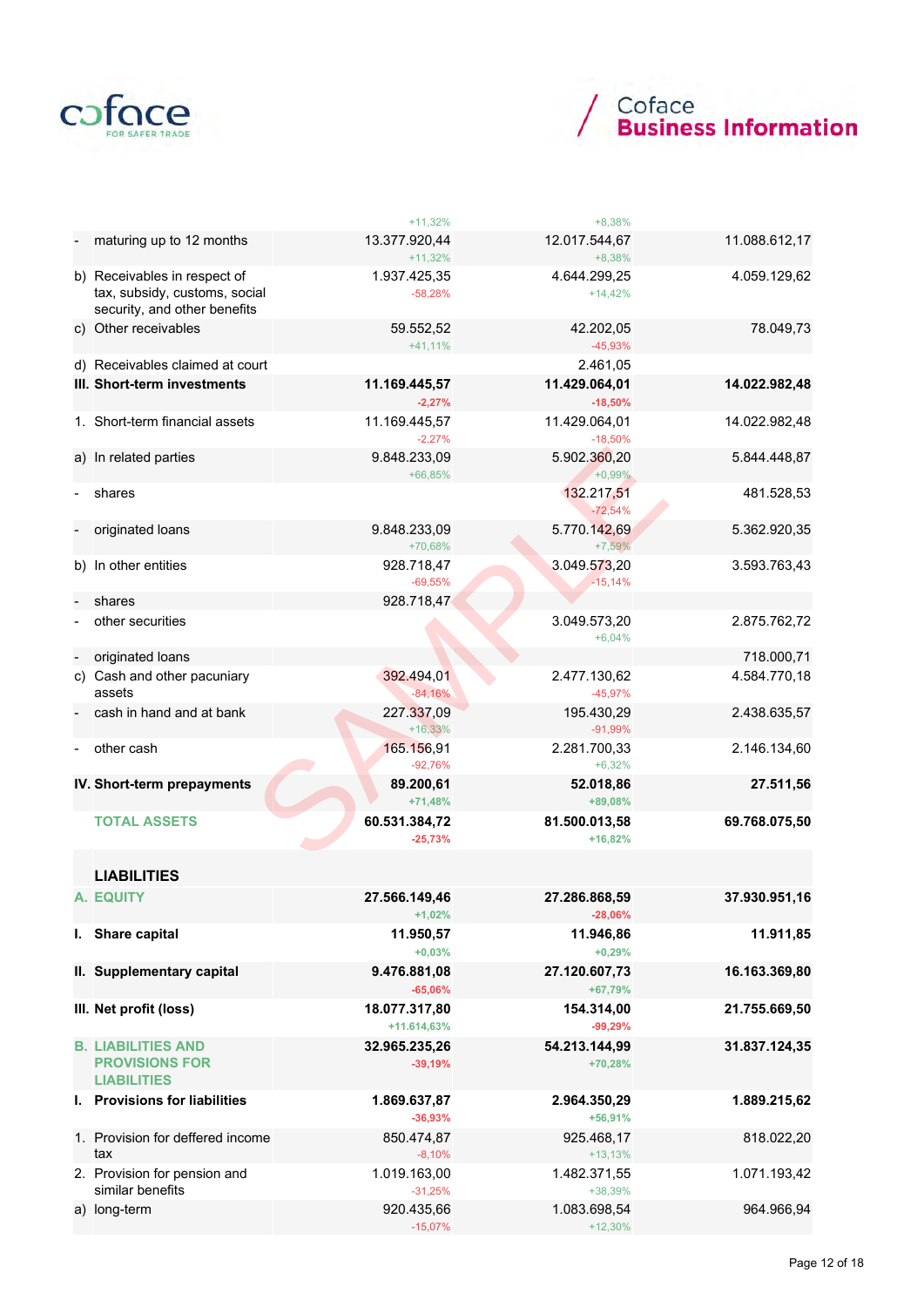| | | | | |
|---|---|---|---|---|
| | | +11,32% | +8,38% | |
| - | maturing up to 12 months | 13.377.920,44<br>+11,32% | 12.017.544,67<br>+8,38% | 11.088.612,17 |
| b) | Receivables in respect of tax, subsidy, customs, social security, and other benefits | 1.937.425,35<br>-58,28% | 4.644.299,25<br>+14,42% | 4.059.129,62 |
| c) | Other receivables | 59.552,52<br>+41,11% | 42.202,05<br>-45,93% | 78.049,73 |
| d) | Receivables claimed at court | | 2.461,05 | |
| **III.** | **Short-term investments** | **11.169.445,57**<br>**-2,27%** | **11.429.064,01**<br>**-18,50%** | **14.022.982,48** |
| 1. | Short-term financial assets | 11.169.445,57<br>-2,27% | 11.429.064,01<br>-18,50% | 14.022.982,48 |
| a) | In related parties | 9.848.233,09<br>+66,85% | 5.902.360,20<br>+0,99% | 5.844.448,87 |
| - | shares | | 132.217,51<br>-72,54% | 481.528,53 |
| - | originated loans | 9.848.233,09<br>+70,68% | 5.770.142,69<br>+7,59% | 5.362.920,35 |
| b) | In other entities | 928.718,47<br>-69,55% | 3.049.573,20<br>-15,14% | 3.593.763,43 |
| - | shares | 928.718,47 | | |
| - | other securities | | 3.049.573,20<br>+6,04% | 2.875.762,72 |
| - | originated loans | | | 718.000,71 |
| c) | Cash and other pacuniary assets | 392.494,01<br>-84,16% | 2.477.130,62<br>-45,97% | 4.584.770,18 |
| - | cash in hand and at bank | 227.337,09<br>+16,33% | 195.430,29<br>-91,99% | 2.438.635,57 |
| - | other cash | 165.156,91<br>-92,76% | 2.281.700,33<br>+6,32% | 2.146.134,60 |
| **IV.** | **Short-term prepayments** | **89.200,61**<br>**+71,48%** | **52.018,86**<br>**+89,08%** | **27.511,56** |
| | **TOTAL ASSETS** | **60.531.384,72**<br>**-25,73%** | **81.500.013,58**<br>**+16,82%** | **69.768.075,50** |
| | **LIABILITIES** | | | |
| **A.** | **EQUITY** | **27.566.149,46**<br>**+1,02%** | **27.286.868,59**<br>**-28,06%** | **37.930.951,16** |
| **I.** | **Share capital** | **11.950,57**<br>**+0,03%** | **11.946,86**<br>**+0,29%** | **11.911,85** |
| **II.** | **Supplementary capital** | **9.476.881,08**<br>**-65,06%** | **27.120.607,73**<br>**+67,79%** | **16.163.369,80** |
| **III.** | **Net profit (loss)** | **18.077.317,80**<br>**+11.614,63%** | **154.314,00**<br>**-99,29%** | **21.755.669,50** |
| **B.** | **LIABILITIES AND PROVISIONS FOR LIABILITIES** | **32.965.235,26**<br>**-39,19%** | **54.213.144,99**<br>**+70,28%** | **31.837.124,35** |
| **I.** | **Provisions for liabilities** | **1.869.637,87**<br>**-36,93%** | **2.964.350,29**<br>**+56,91%** | **1.889.215,62** |
| 1. | Provision for deffered income tax | 850.474,87<br>-8,10% | 925.468,17<br>+13,13% | 818.022,20 |
| 2. | Provision for pension and similar benefits | 1.019.163,00<br>-31,25% | 1.482.371,55<br>+38,39% | 1.071.193,42 |
| a) | long-term | 920.435,66<br>-15,07% | 1.083.698,54<br>+12,30% | 964.966,94 |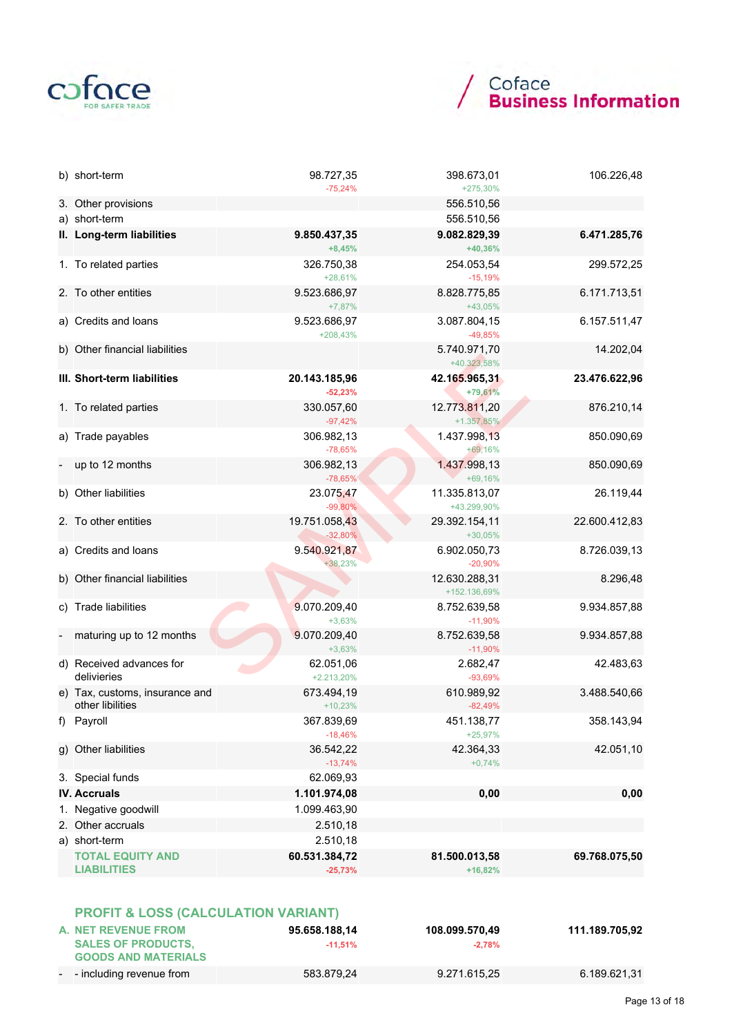| | | | |
|---|---|---|---|
| b) short-term | 98.727,35<br>-75,24% | 398.673,01<br>+275,30% | 106.226,48 |
| 3. Other provisions | | 556.510,56 | |
| a) short-term | | 556.510,56 | |
| **II. Long-term liabilities** | **9.850.437,35**<br>**+8,45%** | **9.082.829,39**<br>**+40,36%** | **6.471.285,76** |
| 1. To related parties | 326.750,38<br>+28,61% | 254.053,54<br>-15,19% | 299.572,25 |
| 2. To other entities | 9.523.686,97<br>+7,87% | 8.828.775,85<br>+43,05% | 6.171.713,51 |
| a) Credits and loans | 9.523.686,97<br>+208,43% | 3.087.804,15<br>-49,85% | 6.157.511,47 |
| b) Other financial liabilities | | 5.740.971,70<br>+40.323,58% | 14.202,04 |
| **III. Short-term liabilities** | **20.143.185,96**<br>**-52,23%** | **42.165.965,31**<br>**+79,61%** | **23.476.622,96** |
| 1. To related parties | 330.057,60<br>-97,42% | 12.773.811,20<br>+1.357,85% | 876.210,14 |
| a) Trade payables | 306.982,13<br>-78,65% | 1.437.998,13<br>+69,16% | 850.090,69 |
| - up to 12 months | 306.982,13<br>-78,65% | 1.437.998,13<br>+69,16% | 850.090,69 |
| b) Other liabilities | 23.075,47<br>-99,80% | 11.335.813,07<br>+43.299,90% | 26.119,44 |
| 2. To other entities | 19.751.058,43<br>-32,80% | 29.392.154,11<br>+30,05% | 22.600.412,83 |
| a) Credits and loans | 9.540.921,87<br>+38,23% | 6.902.050,73<br>-20,90% | 8.726.039,13 |
| b) Other financial liabilities | | 12.630.288,31<br>+152.136,69% | 8.296,48 |
| c) Trade liabilities | 9.070.209,40<br>+3,63% | 8.752.639,58<br>-11,90% | 9.934.857,88 |
| - maturing up to 12 months | 9.070.209,40<br>+3,63% | 8.752.639,58<br>-11,90% | 9.934.857,88 |
| d) Received advances for delivieries | 62.051,06<br>+2.213,20% | 2.682,47<br>-93,69% | 42.483,63 |
| e) Tax, customs, insurance and other libilities | 673.494,19<br>+10,23% | 610.989,92<br>-82,49% | 3.488.540,66 |
| f) Payroll | 367.839,69<br>-18,46% | 451.138,77<br>+25,97% | 358.143,94 |
| g) Other liabilities | 36.542,22<br>-13,74% | 42.364,33<br>+0,74% | 42.051,10 |
| 3. Special funds | 62.069,93 | | |
| **IV. Accruals** | **1.101.974,08** | **0,00** | **0,00** |
| 1. Negative goodwill | 1.099.463,90 | | |
| 2. Other accruals | 2.510,18 | | |
| a) short-term | 2.510,18 | | |
| **TOTAL EQUITY AND LIABILITIES** | **60.531.384,72**<br>**-25,73%** | **81.500.013,58**<br>**+16,82%** | **69.768.075,50** |

## PROFIT & LOSS (CALCULATION VARIANT)

| | | | |
|---|---|---|---|
| **A. NET REVENUE FROM SALES OF PRODUCTS, GOODS AND MATERIALS** | **95.658.188,14**<br>**-11,51%** | **108.099.570,49**<br>**-2,78%** | **111.189.705,92** |
| - - including revenue from | 583.879,24 | 9.271.615,25 | 6.189.621,31 |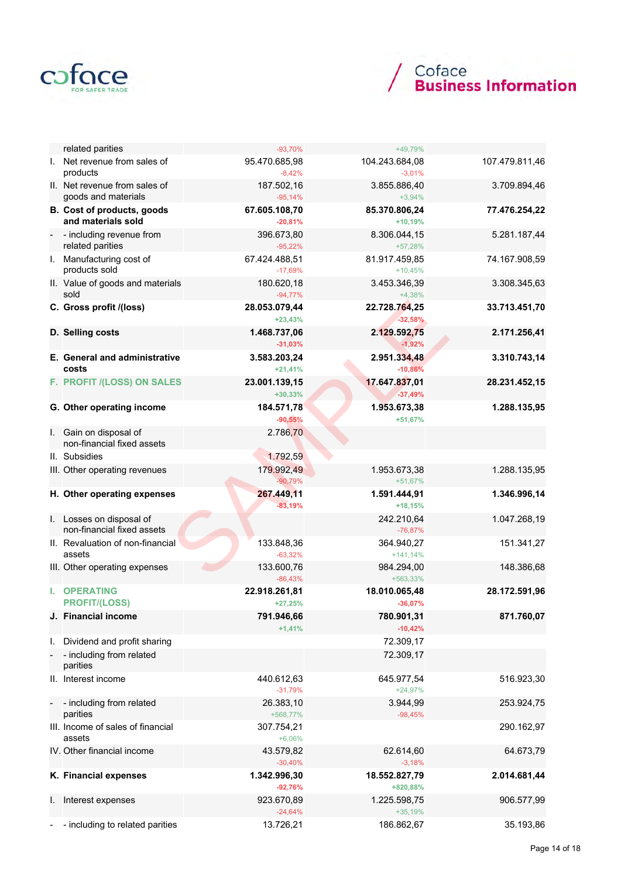| | | | | |
|---|---|---|---|---|
| | related parities | -93,70% | +49,79% | |
| I. | Net revenue from sales of products | 95.470.685,98<br>-8,42% | 104.243.684,08<br>-3,01% | 107.479.811,46 |
| II. | Net revenue from sales of goods and materials | 187.502,16<br>-95,14% | 3.855.886,40<br>+3,94% | 3.709.894,46 |
| **B.** | **Cost of products, goods and materials sold** | **67.605.108,70**<br>**-20,81%** | **85.370.806,24**<br>**+10,19%** | **77.476.254,22** |
| - | - including revenue from related parities | 396.673,80<br>-95,22% | 8.306.044,15<br>+57,28% | 5.281.187,44 |
| I. | Manufacturing cost of products sold | 67.424.488,51<br>-17,69% | 81.917.459,85<br>+10,45% | 74.167.908,59 |
| II. | Value of goods and materials sold | 180.620,18<br>-94,77% | 3.453.346,39<br>+4,38% | 3.308.345,63 |
| **C.** | **Gross profit /(loss)** | **28.053.079,44**<br>**+23,43%** | **22.728.764,25**<br>**-32,58%** | **33.713.451,70** |
| **D.** | **Selling costs** | **1.468.737,06**<br>**-31,03%** | **2.129.592,75**<br>**-1,92%** | **2.171.256,41** |
| **E.** | **General and administrative costs** | **3.583.203,24**<br>**+21,41%** | **2.951.334,48**<br>**-10,86%** | **3.310.743,14** |
| **F.** | **PROFIT /(LOSS) ON SALES** | **23.001.139,15**<br>**+30,33%** | **17.647.837,01**<br>**-37,49%** | **28.231.452,15** |
| **G.** | **Other operating income** | **184.571,78**<br>**-90,55%** | **1.953.673,38**<br>**+51,67%** | **1.288.135,95** |
| I. | Gain on disposal of non-financial fixed assets | 2.786,70 | | |
| II. | Subsidies | 1.792,59 | | |
| III. | Other operating revenues | 179.992,49<br>-90,79% | 1.953.673,38<br>+51,67% | 1.288.135,95 |
| **H.** | **Other operating expenses** | **267.449,11**<br>**-83,19%** | **1.591.444,91**<br>**+18,15%** | **1.346.996,14** |
| I. | Losses on disposal of non-financial fixed assets | | 242.210,64<br>-76,87% | 1.047.268,19 |
| II. | Revaluation of non-financial assets | 133.848,36<br>-63,32% | 364.940,27<br>+141,14% | 151.341,27 |
| III. | Other operating expenses | 133.600,76<br>-86,43% | 984.294,00<br>+563,33% | 148.386,68 |
| **I.** | **OPERATING PROFIT/(LOSS)** | **22.918.261,81**<br>**+27,25%** | **18.010.065,48**<br>**-36,07%** | **28.172.591,96** |
| **J.** | **Financial income** | **791.946,66**<br>**+1,41%** | **780.901,31**<br>**-10,42%** | **871.760,07** |
| I. | Dividend and profit sharing | | 72.309,17 | |
| - | - including from related parities | | 72.309,17 | |
| II. | Interest income | 440.612,63<br>-31,79% | 645.977,54<br>+24,97% | 516.923,30 |
| - | - including from related parities | 26.383,10<br>+568,77% | 3.944,99<br>-98,45% | 253.924,75 |
| III. | Income of sales of financial assets | 307.754,21<br>+6,06% | | 290.162,97 |
| IV. | Other financial income | 43.579,82<br>-30,40% | 62.614,60<br>-3,18% | 64.673,79 |
| **K.** | **Financial expenses** | **1.342.996,30**<br>**-92,76%** | **18.552.827,79**<br>**+820,88%** | **2.014.681,44** |
| I. | Interest expenses | 923.670,89<br>-24,64% | 1.225.598,75<br>+35,19% | 906.577,99 |
| - | - including to related parities | 13.726,21 | 186.862,67 | 35.193,86 |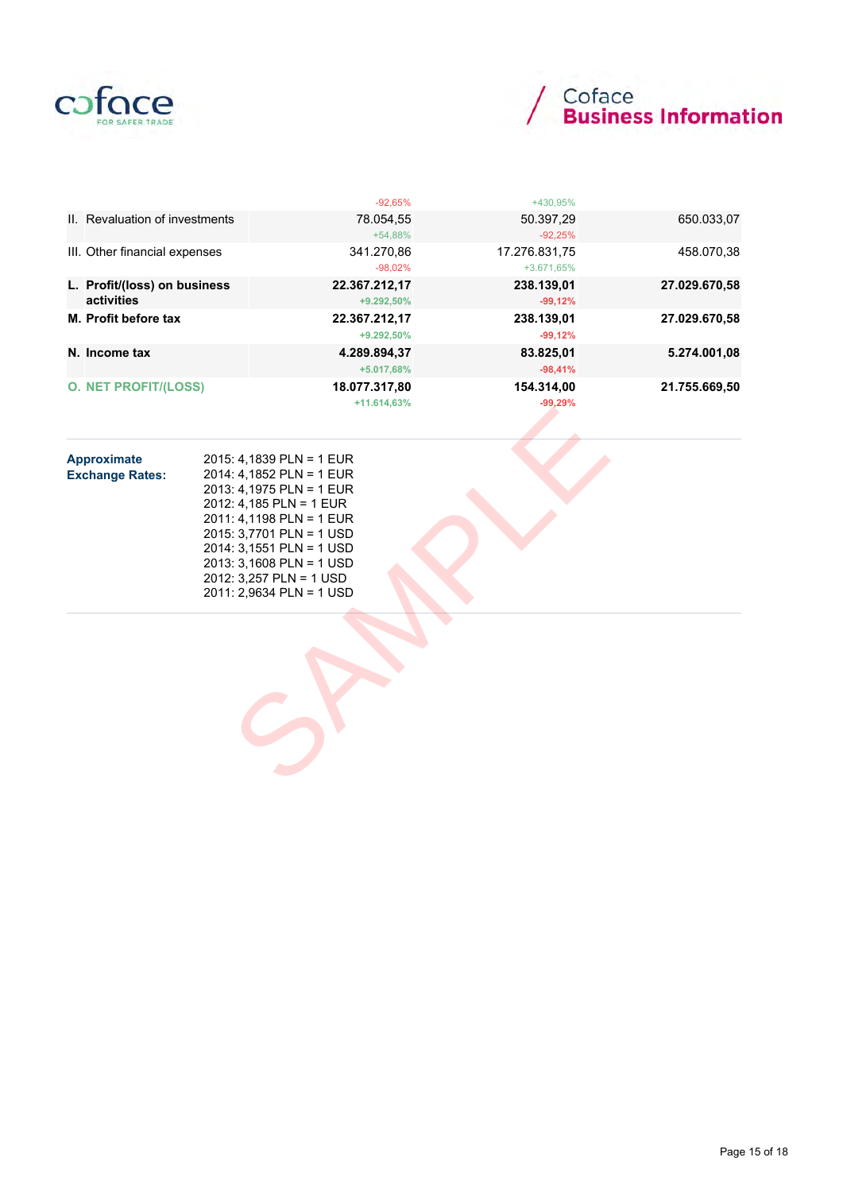| | | | |
|---|---|---|---|
| | -92,65% | +430,95% | |
| II. Revaluation of investments | 78.054,55 | 50.397,29 | 650.033,07 |
| | +54,88% | -92,25% | |
| III. Other financial expenses | 341.270,86 | 17.276.831,75 | 458.070,38 |
| | -98,02% | +3.671,65% | |
| **L. Profit/(loss) on business activities** | **22.367.212,17** | **238.139,01** | **27.029.670,58** |
| | +9.292,50% | -99,12% | |
| **M. Profit before tax** | **22.367.212,17** | **238.139,01** | **27.029.670,58** |
| | +9.292,50% | -99,12% | |
| **N. Income tax** | **4.289.894,37** | **83.825,01** | **5.274.001,08** |
| | +5.017,68% | -98,41% | |
| **O. NET PROFIT/(LOSS)** | **18.077.317,80** | **154.314,00** | **21.755.669,50** |
| | +11.614,63% | -99,29% | |

**Approximate Exchange Rates:**

2015: 4,1839 PLN = 1 EUR
2014: 4,1852 PLN = 1 EUR
2013: 4,1975 PLN = 1 EUR
2012: 4,185 PLN = 1 EUR
2011: 4,1198 PLN = 1 EUR
2015: 3,7701 PLN = 1 USD
2014: 3,1551 PLN = 1 USD
2013: 3,1608 PLN = 1 USD
2012: 3,257 PLN = 1 USD
2011: 2,9634 PLN = 1 USD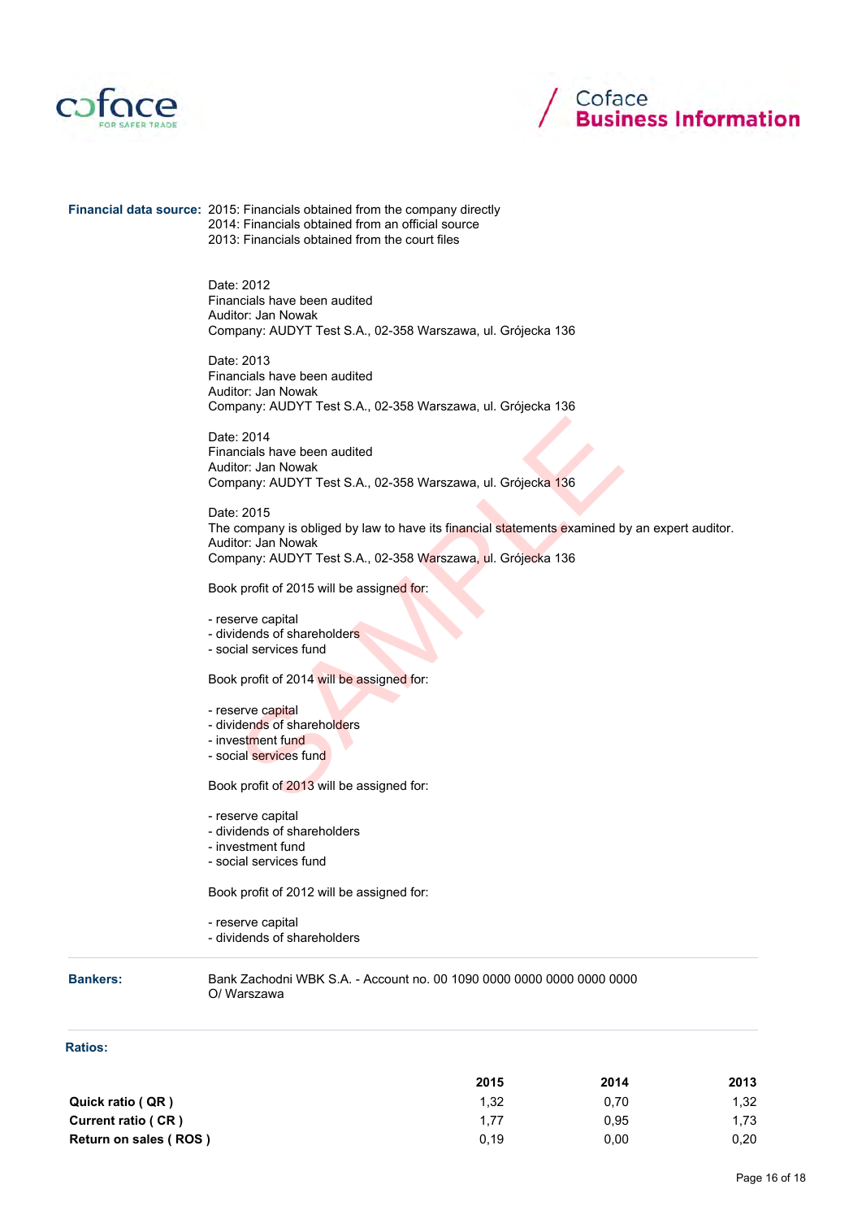**Financial data source:** 2015: Financials obtained from the company directly
2014: Financials obtained from an official source
2013: Financials obtained from the court files

Date: 2012
Financials have been audited
Auditor: Jan Nowak
Company: AUDYT Test S.A., 02-358 Warszawa, ul. Grójecka 136

Date: 2013
Financials have been audited
Auditor: Jan Nowak
Company: AUDYT Test S.A., 02-358 Warszawa, ul. Grójecka 136

Date: 2014
Financials have been audited
Auditor: Jan Nowak
Company: AUDYT Test S.A., 02-358 Warszawa, ul. Grójecka 136

Date: 2015
The company is obliged by law to have its financial statements examined by an expert auditor.
Auditor: Jan Nowak
Company: AUDYT Test S.A., 02-358 Warszawa, ul. Grójecka 136

Book profit of 2015 will be assigned for:

- reserve capital
- dividends of shareholders
- social services fund

Book profit of 2014 will be assigned for:

- reserve capital
- dividends of shareholders
- investment fund
- social services fund

Book profit of 2013 will be assigned for:

- reserve capital
- dividends of shareholders
- investment fund
- social services fund

Book profit of 2012 will be assigned for:

- reserve capital
- dividends of shareholders

---

**Bankers:** Bank Zachodni WBK S.A. - Account no. 00 1090 0000 0000 0000 0000 0000
O/ Warszawa

---

**Ratios:**

| | 2015 | 2014 | 2013 |
|---|---|---|---|
| **Quick ratio ( QR )** | 1,32 | 0,70 | 1,32 |
| **Current ratio ( CR )** | 1,77 | 0,95 | 1,73 |
| **Return on sales ( ROS )** | 0,19 | 0,00 | 0,20 |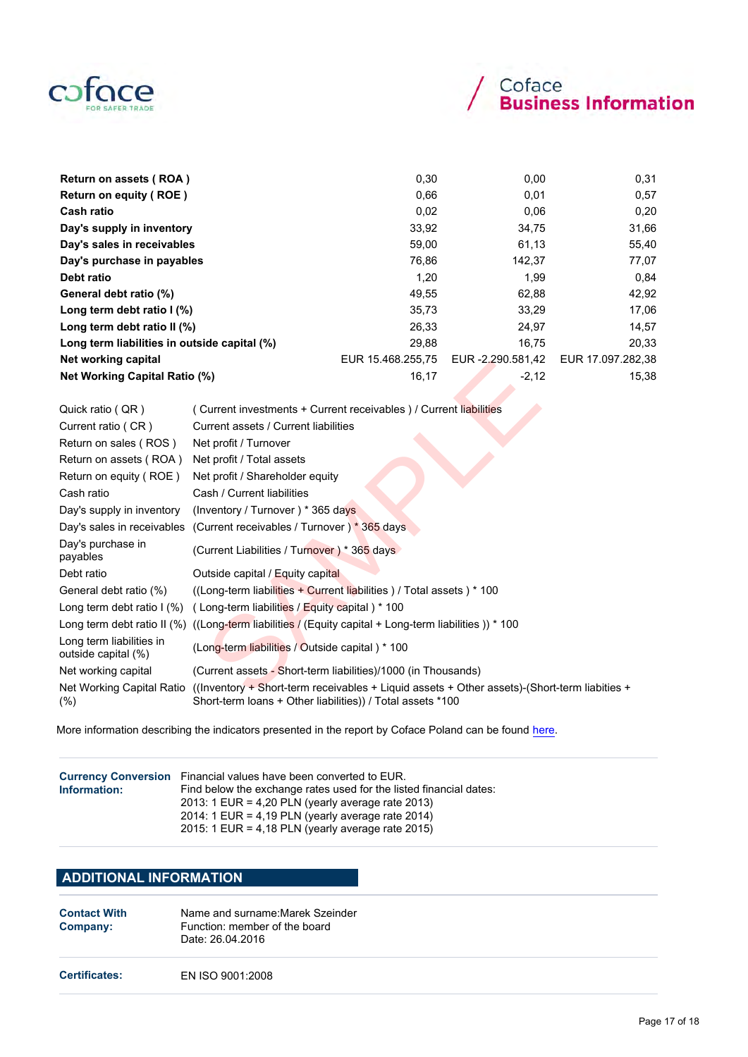| | | | |
|---|---|---|---|
| **Return on assets ( ROA )** | 0,30 | 0,00 | 0,31 |
| **Return on equity ( ROE )** | 0,66 | 0,01 | 0,57 |
| **Cash ratio** | 0,02 | 0,06 | 0,20 |
| **Day's supply in inventory** | 33,92 | 34,75 | 31,66 |
| **Day's sales in receivables** | 59,00 | 61,13 | 55,40 |
| **Day's purchase in payables** | 76,86 | 142,37 | 77,07 |
| **Debt ratio** | 1,20 | 1,99 | 0,84 |
| **General debt ratio (%)** | 49,55 | 62,88 | 42,92 |
| **Long term debt ratio I (%)** | 35,73 | 33,29 | 17,06 |
| **Long term debt ratio II (%)** | 26,33 | 24,97 | 14,57 |
| **Long term liabilities in outside capital (%)** | 29,88 | 16,75 | 20,33 |
| **Net working capital** | EUR 15.468.255,75 | EUR -2.290.581,42 | EUR 17.097.282,38 |
| **Net Working Capital Ratio (%)** | 16,17 | -2,12 | 15,38 |

| | |
|---|---|
| Quick ratio ( QR ) | ( Current investments + Current receivables ) / Current liabilities |
| Current ratio ( CR ) | Current assets / Current liabilities |
| Return on sales ( ROS ) | Net profit / Turnover |
| Return on assets ( ROA ) | Net profit / Total assets |
| Return on equity ( ROE ) | Net profit / Shareholder equity |
| Cash ratio | Cash / Current liabilities |
| Day's supply in inventory | (Inventory / Turnover ) * 365 days |
| Day's sales in receivables | (Current receivables / Turnover ) * 365 days |
| Day's purchase in payables | (Current Liabilities / Turnover ) * 365 days |
| Debt ratio | Outside capital / Equity capital |
| General debt ratio (%) | ((Long-term liabilities + Current liabilities ) / Total assets ) * 100 |
| Long term debt ratio I (%) | ( Long-term liabilities / Equity capital ) * 100 |
| Long term debt ratio II (%) | ((Long-term liabilities / (Equity capital + Long-term liabilities )) * 100 |
| Long term liabilities in outside capital (%) | (Long-term liabilities / Outside capital ) * 100 |
| Net working capital | (Current assets - Short-term liabilities)/1000 (in Thousands) |
| Net Working Capital Ratio (%) | ((Inventory + Short-term receivables + Liquid assets + Other assets)-(Short-term liabities + Short-term loans + Other liabilities)) / Total assets *100 |

More information describing the indicators presented in the report by Coface Poland can be found here.

**Currency Conversion Information:** Financial values have been converted to EUR.
Find below the exchange rates used for the listed financial dates:
2013: 1 EUR = 4,20 PLN (yearly average rate 2013)
2014: 1 EUR = 4,19 PLN (yearly average rate 2014)
2015: 1 EUR = 4,18 PLN (yearly average rate 2015)

## ADDITIONAL INFORMATION

**Contact With Company:** Name and surname:Marek Szeinder
Function: member of the board
Date: 26.04.2016

**Certificates:** EN ISO 9001:2008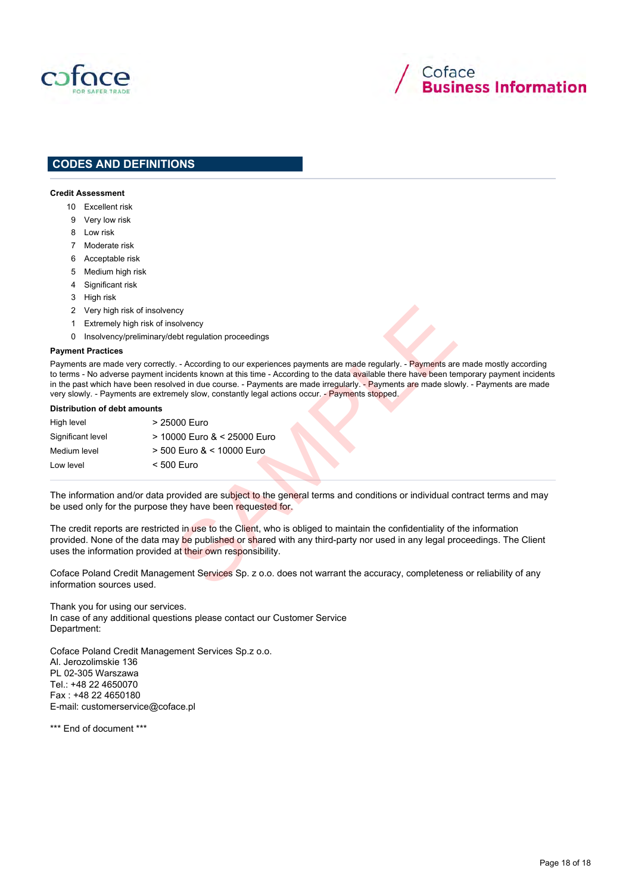## CODES AND DEFINITIONS

**Credit Assessment**

| | |
|---|---|
| 10 | Excellent risk |
| 9 | Very low risk |
| 8 | Low risk |
| 7 | Moderate risk |
| 6 | Acceptable risk |
| 5 | Medium high risk |
| 4 | Significant risk |
| 3 | High risk |
| 2 | Very high risk of insolvency |
| 1 | Extremely high risk of insolvency |
| 0 | Insolvency/preliminary/debt regulation proceedings |

**Payment Practices**

Payments are made very correctly. - According to our experiences payments are made regularly. - Payments are made mostly according to terms - No adverse payment incidents known at this time - According to the data available there have been temporary payment incidents in the past which have been resolved in due course. - Payments are made irregularly. - Payments are made slowly. - Payments are made very slowly. - Payments are extremely slow, constantly legal actions occur. - Payments stopped.

**Distribution of debt amounts**

| | |
|---|---|
| High level | > 25000 Euro |
| Significant level | > 10000 Euro & < 25000 Euro |
| Medium level | > 500 Euro & < 10000 Euro |
| Low level | < 500 Euro |

The information and/or data provided are subject to the general terms and conditions or individual contract terms and may be used only for the purpose they have been requested for.

The credit reports are restricted in use to the Client, who is obliged to maintain the confidentiality of the information provided. None of the data may be published or shared with any third-party nor used in any legal proceedings. The Client uses the information provided at their own responsibility.

Coface Poland Credit Management Services Sp. z o.o. does not warrant the accuracy, completeness or reliability of any information sources used.

Thank you for using our services.
In case of any additional questions please contact our Customer Service Department:

Coface Poland Credit Management Services Sp.z o.o.
Al. Jerozolimskie 136
PL 02-305 Warszawa
Tel.: +48 22 4650070
Fax : +48 22 4650180
E-mail: customerservice@coface.pl

*** End of document ***